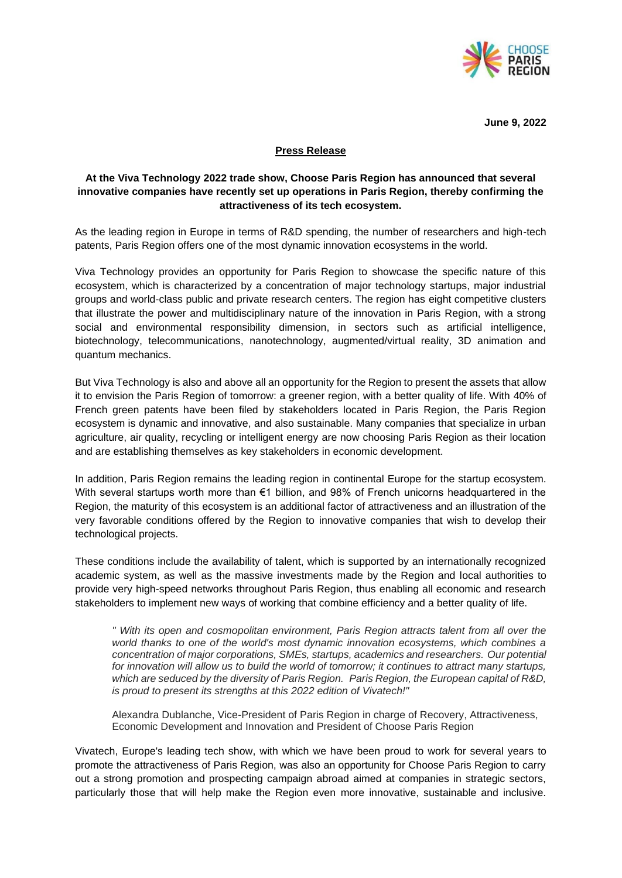June 9, 2022

# Press Release

**At the Viva Technology 2022 trade show, Choose Paris Region has announced that several innovative companies have recently set up operations in Paris Region, thereby confirming the attractiveness of its tech ecosystem.**

As the leading region in Europe in terms of R&D spending, the number of researchers and high-tech patents, Paris Region offers one of the most dynamic innovation ecosystems in the world.

Viva Technology provides an opportunity for Paris Region to showcase the specific nature of this ecosystem, which is characterized by a concentration of major technology startups, major industrial groups and world-class public and private research centers. The region has eight competitive clusters that illustrate the power and multidisciplinary nature of the innovation in Paris Region, with a strong social and environmental responsibility dimension, in sectors such as artificial intelligence, biotechnology, telecommunications, nanotechnology, augmented/virtual reality, 3D animation and quantum mechanics.

But Viva Technology is also and above all an opportunity for the Region to present the assets that allow it to envision the Paris Region of tomorrow: a greener region, with a better quality of life. With 40% of French green patents have been filed by stakeholders located in Paris Region, the Paris Region ecosystem is dynamic and innovative, and also sustainable. Many companies that specialize in urban agriculture, air quality, recycling or intelligent energy are now choosing Paris Region as their location and are establishing themselves as key stakeholders in economic development.

In addition, Paris Region remains the leading region in continental Europe for the startup ecosystem. With several startups worth more than €1 billion, and 98% of French unicorns headquartered in the Region, the maturity of this ecosystem is an additional factor of attractiveness and an illustration of the very favorable conditions offered by the Region to innovative companies that wish to develop their technological projects.

These conditions include the availability of talent, which is supported by an internationally recognized academic system, as well as the massive investments made by the Region and local authorities to provide very high-speed networks throughout Paris Region, thus enabling all economic and research stakeholders to implement new ways of working that combine efficiency and a better quality of life.

> *" With its open and cosmopolitan environment, Paris Region attracts talent from all over the world thanks to one of the world's most dynamic innovation ecosystems, which combines a concentration of major corporations, SMEs, startups, academics and researchers. Our potential for innovation will allow us to build the world of tomorrow; it continues to attract many startups, which are seduced by the diversity of Paris Region. Paris Region, the European capital of R&D, is proud to present its strengths at this 2022 edition of Vivatech!"*
>
> Alexandra Dublanche, Vice-President of Paris Region in charge of Recovery, Attractiveness, Economic Development and Innovation and President of Choose Paris Region

Vivatech, Europe's leading tech show, with which we have been proud to work for several years to promote the attractiveness of Paris Region, was also an opportunity for Choose Paris Region to carry out a strong promotion and prospecting campaign abroad aimed at companies in strategic sectors, particularly those that will help make the Region even more innovative, sustainable and inclusive.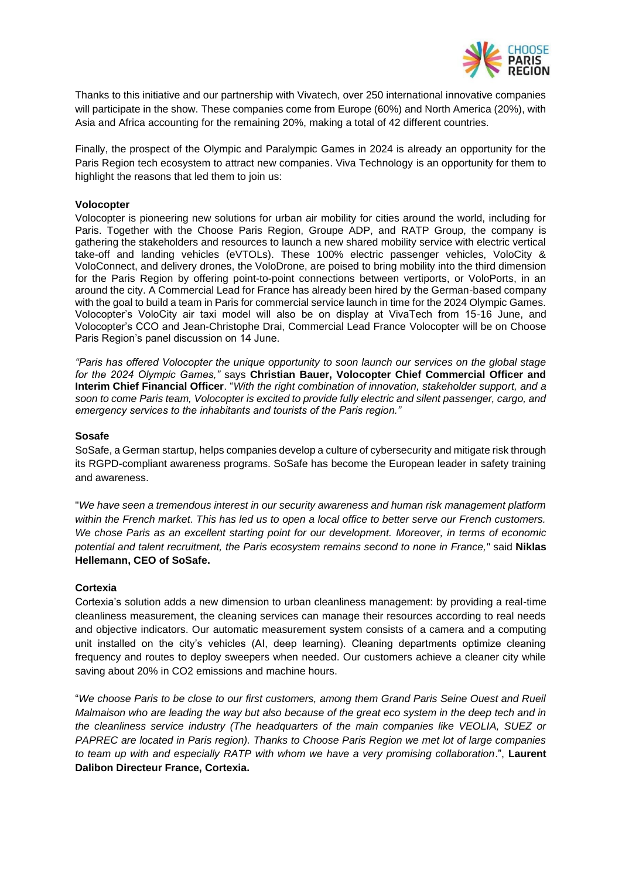Thanks to this initiative and our partnership with Vivatech, over 250 international innovative companies will participate in the show. These companies come from Europe (60%) and North America (20%), with Asia and Africa accounting for the remaining 20%, making a total of 42 different countries.

Finally, the prospect of the Olympic and Paralympic Games in 2024 is already an opportunity for the Paris Region tech ecosystem to attract new companies. Viva Technology is an opportunity for them to highlight the reasons that led them to join us:

**Volocopter**

Volocopter is pioneering new solutions for urban air mobility for cities around the world, including for Paris. Together with the Choose Paris Region, Groupe ADP, and RATP Group, the company is gathering the stakeholders and resources to launch a new shared mobility service with electric vertical take-off and landing vehicles (eVTOLs). These 100% electric passenger vehicles, VoloCity & VoloConnect, and delivery drones, the VoloDrone, are poised to bring mobility into the third dimension for the Paris Region by offering point-to-point connections between vertiports, or VoloPorts, in an around the city. A Commercial Lead for France has already been hired by the German-based company with the goal to build a team in Paris for commercial service launch in time for the 2024 Olympic Games. Volocopter's VoloCity air taxi model will also be on display at VivaTech from 15-16 June, and Volocopter's CCO and Jean-Christophe Drai, Commercial Lead France Volocopter will be on Choose Paris Region's panel discussion on 14 June.

*"Paris has offered Volocopter the unique opportunity to soon launch our services on the global stage for the 2024 Olympic Games,"* says **Christian Bauer, Volocopter Chief Commercial Officer and Interim Chief Financial Officer**. "*With the right combination of innovation, stakeholder support, and a soon to come Paris team, Volocopter is excited to provide fully electric and silent passenger, cargo, and emergency services to the inhabitants and tourists of the Paris region."*

**Sosafe**

SoSafe, a German startup, helps companies develop a culture of cybersecurity and mitigate risk through its RGPD-compliant awareness programs. SoSafe has become the European leader in safety training and awareness.

"*We have seen a tremendous interest in our security awareness and human risk management platform within the French market*. *This has led us to open a local office to better serve our French customers. We chose Paris as an excellent starting point for our development. Moreover, in terms of economic potential and talent recruitment, the Paris ecosystem remains second to none in France,"* said **Niklas Hellemann, CEO of SoSafe.**

**Cortexia**

Cortexia's solution adds a new dimension to urban cleanliness management: by providing a real-time cleanliness measurement, the cleaning services can manage their resources according to real needs and objective indicators. Our automatic measurement system consists of a camera and a computing unit installed on the city's vehicles (AI, deep learning). Cleaning departments optimize cleaning frequency and routes to deploy sweepers when needed. Our customers achieve a cleaner city while saving about 20% in $CO_2$ emissions and machine hours.

"*We choose Paris to be close to our first customers, among them Grand Paris Seine Ouest and Rueil Malmaison who are leading the way but also because of the great eco system in the deep tech and in the cleanliness service industry (The headquarters of the main companies like VEOLIA, SUEZ or PAPREC are located in Paris region). Thanks to Choose Paris Region we met lot of large companies to team up with and especially RATP with whom we have a very promising collaboration*.", **Laurent Dalibon Directeur France, Cortexia.**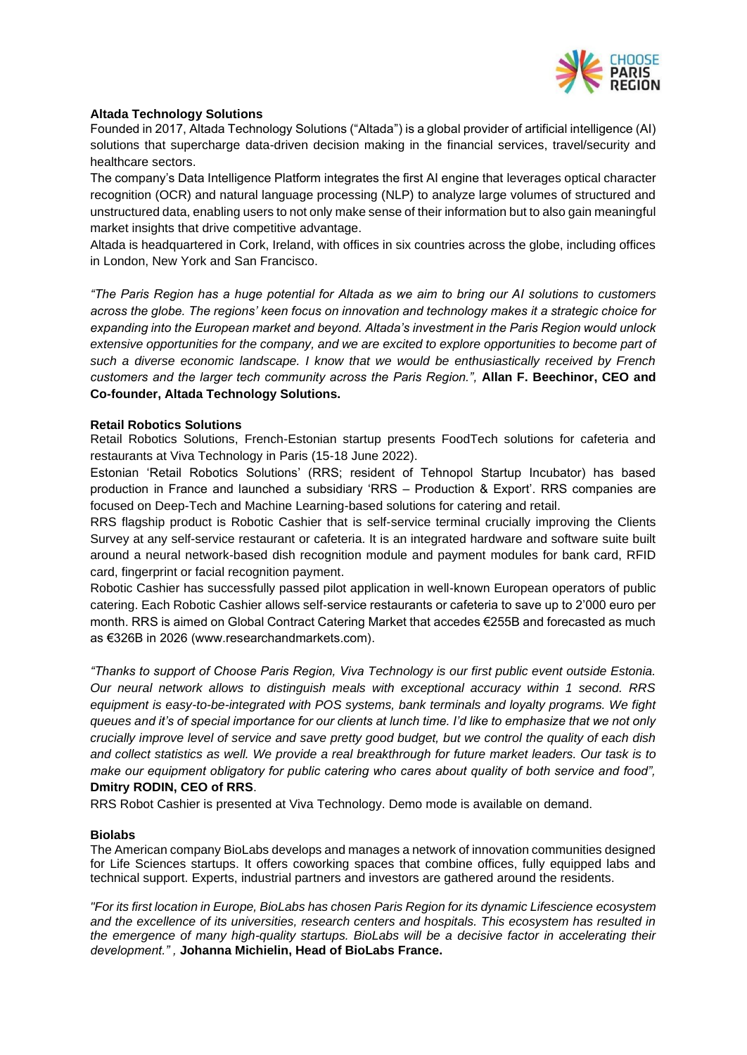**Altada Technology Solutions**

Founded in 2017, Altada Technology Solutions ("Altada") is a global provider of artificial intelligence (AI) solutions that supercharge data-driven decision making in the financial services, travel/security and healthcare sectors.

The company's Data Intelligence Platform integrates the first AI engine that leverages optical character recognition (OCR) and natural language processing (NLP) to analyze large volumes of structured and unstructured data, enabling users to not only make sense of their information but to also gain meaningful market insights that drive competitive advantage.

Altada is headquartered in Cork, Ireland, with offices in six countries across the globe, including offices in London, New York and San Francisco.

*"The Paris Region has a huge potential for Altada as we aim to bring our AI solutions to customers across the globe. The regions' keen focus on innovation and technology makes it a strategic choice for expanding into the European market and beyond. Altada's investment in the Paris Region would unlock extensive opportunities for the company, and we are excited to explore opportunities to become part of such a diverse economic landscape. I know that we would be enthusiastically received by French customers and the larger tech community across the Paris Region.",* **Allan F. Beechinor, CEO and Co-founder, Altada Technology Solutions.**

**Retail Robotics Solutions**

Retail Robotics Solutions, French-Estonian startup presents FoodTech solutions for cafeteria and restaurants at Viva Technology in Paris (15-18 June 2022).

Estonian 'Retail Robotics Solutions' (RRS; resident of Tehnopol Startup Incubator) has based production in France and launched a subsidiary 'RRS – Production & Export'. RRS companies are focused on Deep-Tech and Machine Learning-based solutions for catering and retail.

RRS flagship product is Robotic Cashier that is self-service terminal crucially improving the Clients Survey at any self-service restaurant or cafeteria. It is an integrated hardware and software suite built around a neural network-based dish recognition module and payment modules for bank card, RFID card, fingerprint or facial recognition payment.

Robotic Cashier has successfully passed pilot application in well-known European operators of public catering. Each Robotic Cashier allows self-service restaurants or cafeteria to save up to 2'000 euro per month. RRS is aimed on Global Contract Catering Market that accedes €255B and forecasted as much as €326B in 2026 (www.researchandmarkets.com).

*"Thanks to support of Choose Paris Region, Viva Technology is our first public event outside Estonia. Our neural network allows to distinguish meals with exceptional accuracy within 1 second. RRS equipment is easy-to-be-integrated with POS systems, bank terminals and loyalty programs. We fight queues and it's of special importance for our clients at lunch time. I'd like to emphasize that we not only crucially improve level of service and save pretty good budget, but we control the quality of each dish and collect statistics as well. We provide a real breakthrough for future market leaders. Our task is to make our equipment obligatory for public catering who cares about quality of both service and food",* **Dmitry RODIN, CEO of RRS**.

RRS Robot Cashier is presented at Viva Technology. Demo mode is available on demand.

**Biolabs**

The American company BioLabs develops and manages a network of innovation communities designed for Life Sciences startups. It offers coworking spaces that combine offices, fully equipped labs and technical support. Experts, industrial partners and investors are gathered around the residents.

*"For its first location in Europe, BioLabs has chosen Paris Region for its dynamic Lifescience ecosystem and the excellence of its universities, research centers and hospitals. This ecosystem has resulted in the emergence of many high-quality startups. BioLabs will be a decisive factor in accelerating their development." ,* **Johanna Michielin, Head of BioLabs France.**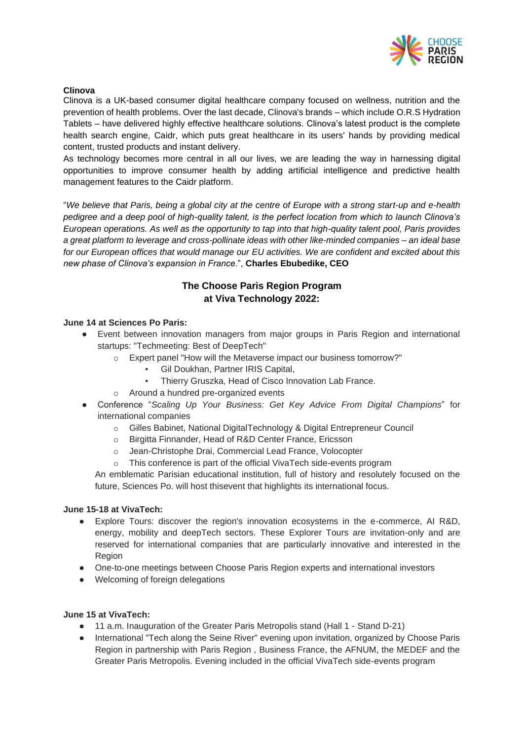**Clinova**

Clinova is a UK-based consumer digital healthcare company focused on wellness, nutrition and the prevention of health problems. Over the last decade, Clinova's brands – which include O.R.S Hydration Tablets – have delivered highly effective healthcare solutions. Clinova's latest product is the complete health search engine, Caidr, which puts great healthcare in its users' hands by providing medical content, trusted products and instant delivery.

As technology becomes more central in all our lives, we are leading the way in harnessing digital opportunities to improve consumer health by adding artificial intelligence and predictive health management features to the Caidr platform.

"*We believe that Paris, being a global city at the centre of Europe with a strong start-up and e-health pedigree and a deep pool of high-quality talent, is the perfect location from which to launch Clinova's European operations. As well as the opportunity to tap into that high-quality talent pool, Paris provides a great platform to leverage and cross-pollinate ideas with other like-minded companies – an ideal base for our European offices that would manage our EU activities. We are confident and excited about this new phase of Clinova's expansion in France*.", **Charles Ebubedike, CEO**

## The Choose Paris Region Program at Viva Technology 2022:

**June 14 at Sciences Po Paris:**

- Event between innovation managers from major groups in Paris Region and international startups: "Techmeeting: Best of DeepTech"
  - Expert panel "How will the Metaverse impact our business tomorrow?"
    - Gil Doukhan, Partner IRIS Capital,
    - Thierry Gruszka, Head of Cisco Innovation Lab France.
  - Around a hundred pre-organized events
- Conference "*Scaling Up Your Business: Get Key Advice From Digital Champions*" for international companies
  - Gilles Babinet, National DigitalTechnology & Digital Entrepreneur Council
  - Birgitta Finnander, Head of R&D Center France, Ericsson
  - Jean-Christophe Drai, Commercial Lead France, Volocopter
  - This conference is part of the official VivaTech side-events program

An emblematic Parisian educational institution, full of history and resolutely focused on the future, Sciences Po. will host thisevent that highlights its international focus.

**June 15-18 at VivaTech:**

- Explore Tours: discover the region's innovation ecosystems in the e-commerce, AI R&D, energy, mobility and deepTech sectors. These Explorer Tours are invitation-only and are reserved for international companies that are particularly innovative and interested in the Region
- One-to-one meetings between Choose Paris Region experts and international investors
- Welcoming of foreign delegations

**June 15 at VivaTech:**

- 11 a.m. Inauguration of the Greater Paris Metropolis stand (Hall 1 - Stand D-21)
- International "Tech along the Seine River" evening upon invitation, organized by Choose Paris Region in partnership with Paris Region , Business France, the AFNUM, the MEDEF and the Greater Paris Metropolis. Evening included in the official VivaTech side-events program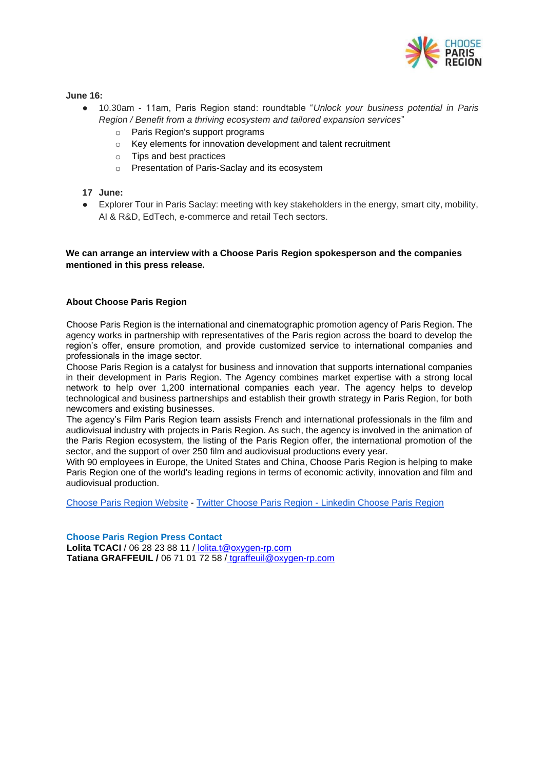**June 16:**

- 10.30am - 11am, Paris Region stand: roundtable "*Unlock your business potential in Paris Region / Benefit from a thriving ecosystem and tailored expansion services*"
  - Paris Region's support programs
  - Key elements for innovation development and talent recruitment
  - Tips and best practices
  - Presentation of Paris-Saclay and its ecosystem

**17 June:**

- Explorer Tour in Paris Saclay: meeting with key stakeholders in the energy, smart city, mobility, AI & R&D, EdTech, e-commerce and retail Tech sectors.

**We can arrange an interview with a Choose Paris Region spokesperson and the companies mentioned in this press release.**

**About Choose Paris Region**

Choose Paris Region is the international and cinematographic promotion agency of Paris Region. The agency works in partnership with representatives of the Paris region across the board to develop the region's offer, ensure promotion, and provide customized service to international companies and professionals in the image sector.

Choose Paris Region is a catalyst for business and innovation that supports international companies in their development in Paris Region. The Agency combines market expertise with a strong local network to help over 1,200 international companies each year. The agency helps to develop technological and business partnerships and establish their growth strategy in Paris Region, for both newcomers and existing businesses.

The agency's Film Paris Region team assists French and international professionals in the film and audiovisual industry with projects in Paris Region. As such, the agency is involved in the animation of the Paris Region ecosystem, the listing of the Paris Region offer, the international promotion of the sector, and the support of over 250 film and audiovisual productions every year.

With 90 employees in Europe, the United States and China, Choose Paris Region is helping to make Paris Region one of the world's leading regions in terms of economic activity, innovation and film and audiovisual production.

Choose Paris Region Website - Twitter Choose Paris Region - Linkedin Choose Paris Region

**Choose Paris Region Press Contact**
**Lolita TCACI** / 06 28 23 88 11 / lolita.t@oxygen-rp.com
**Tatiana GRAFFEUIL /** 06 71 01 72 58 / tgraffeuil@oxygen-rp.com